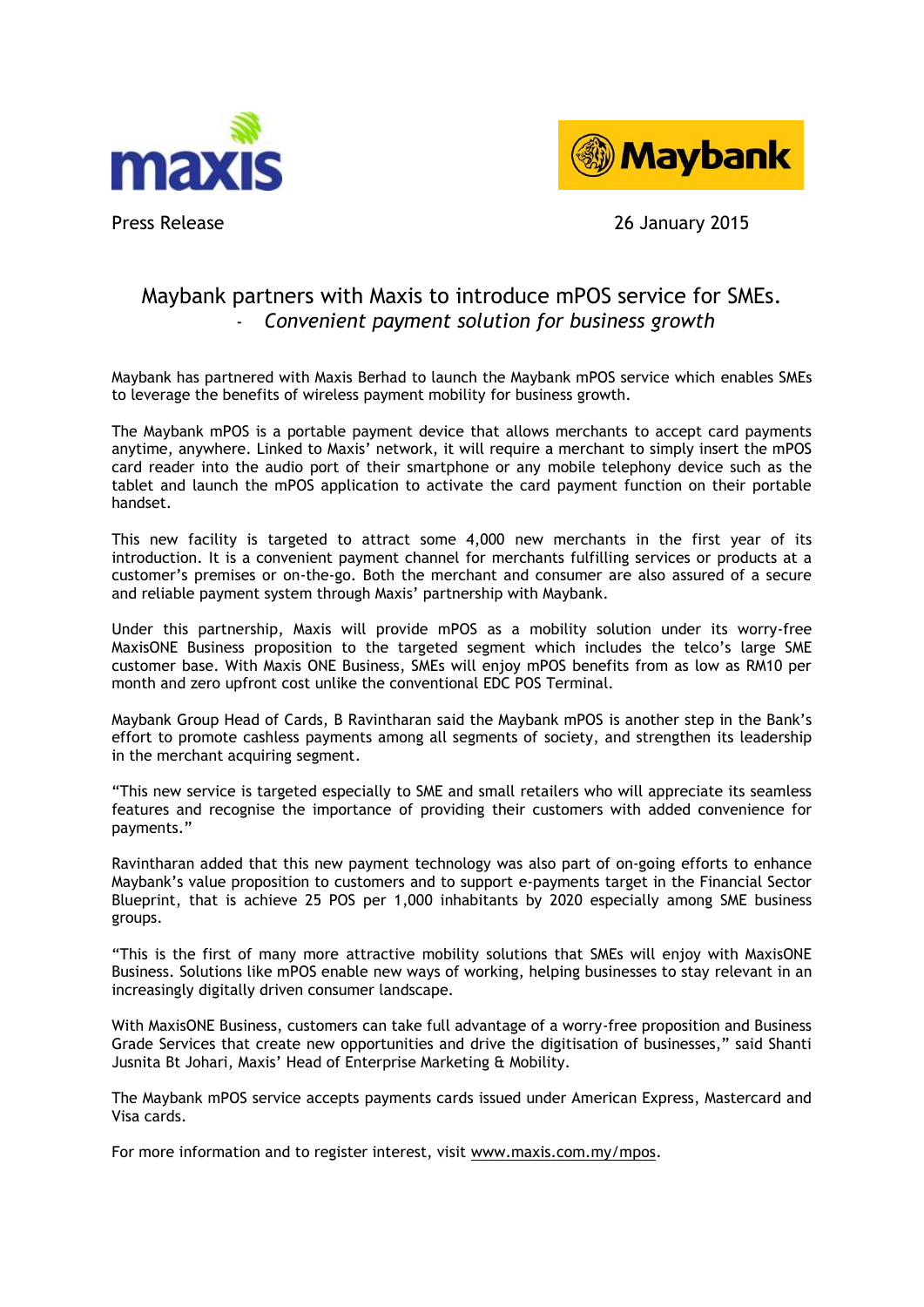Press Release

26 January 2015

# Maybank partners with Maxis to introduce mPOS service for SMEs.

- *Convenient payment solution for business growth*

Maybank has partnered with Maxis Berhad to launch the Maybank mPOS service which enables SMEs to leverage the benefits of wireless payment mobility for business growth.

The Maybank mPOS is a portable payment device that allows merchants to accept card payments anytime, anywhere. Linked to Maxis' network, it will require a merchant to simply insert the mPOS card reader into the audio port of their smartphone or any mobile telephony device such as the tablet and launch the mPOS application to activate the card payment function on their portable handset.

This new facility is targeted to attract some 4,000 new merchants in the first year of its introduction. It is a convenient payment channel for merchants fulfilling services or products at a customer's premises or on-the-go. Both the merchant and consumer are also assured of a secure and reliable payment system through Maxis' partnership with Maybank.

Under this partnership, Maxis will provide mPOS as a mobility solution under its worry-free MaxisONE Business proposition to the targeted segment which includes the telco's large SME customer base. With Maxis ONE Business, SMEs will enjoy mPOS benefits from as low as RM10 per month and zero upfront cost unlike the conventional EDC POS Terminal.

Maybank Group Head of Cards, B Ravintharan said the Maybank mPOS is another step in the Bank's effort to promote cashless payments among all segments of society, and strengthen its leadership in the merchant acquiring segment.

"This new service is targeted especially to SME and small retailers who will appreciate its seamless features and recognise the importance of providing their customers with added convenience for payments."

Ravintharan added that this new payment technology was also part of on-going efforts to enhance Maybank's value proposition to customers and to support e-payments target in the Financial Sector Blueprint, that is achieve 25 POS per 1,000 inhabitants by 2020 especially among SME business groups.

"This is the first of many more attractive mobility solutions that SMEs will enjoy with MaxisONE Business. Solutions like mPOS enable new ways of working, helping businesses to stay relevant in an increasingly digitally driven consumer landscape.

With MaxisONE Business, customers can take full advantage of a worry-free proposition and Business Grade Services that create new opportunities and drive the digitisation of businesses," said Shanti Jusnita Bt Johari, Maxis' Head of Enterprise Marketing & Mobility.

The Maybank mPOS service accepts payments cards issued under American Express, Mastercard and Visa cards.

For more information and to register interest, visit www.maxis.com.my/mpos.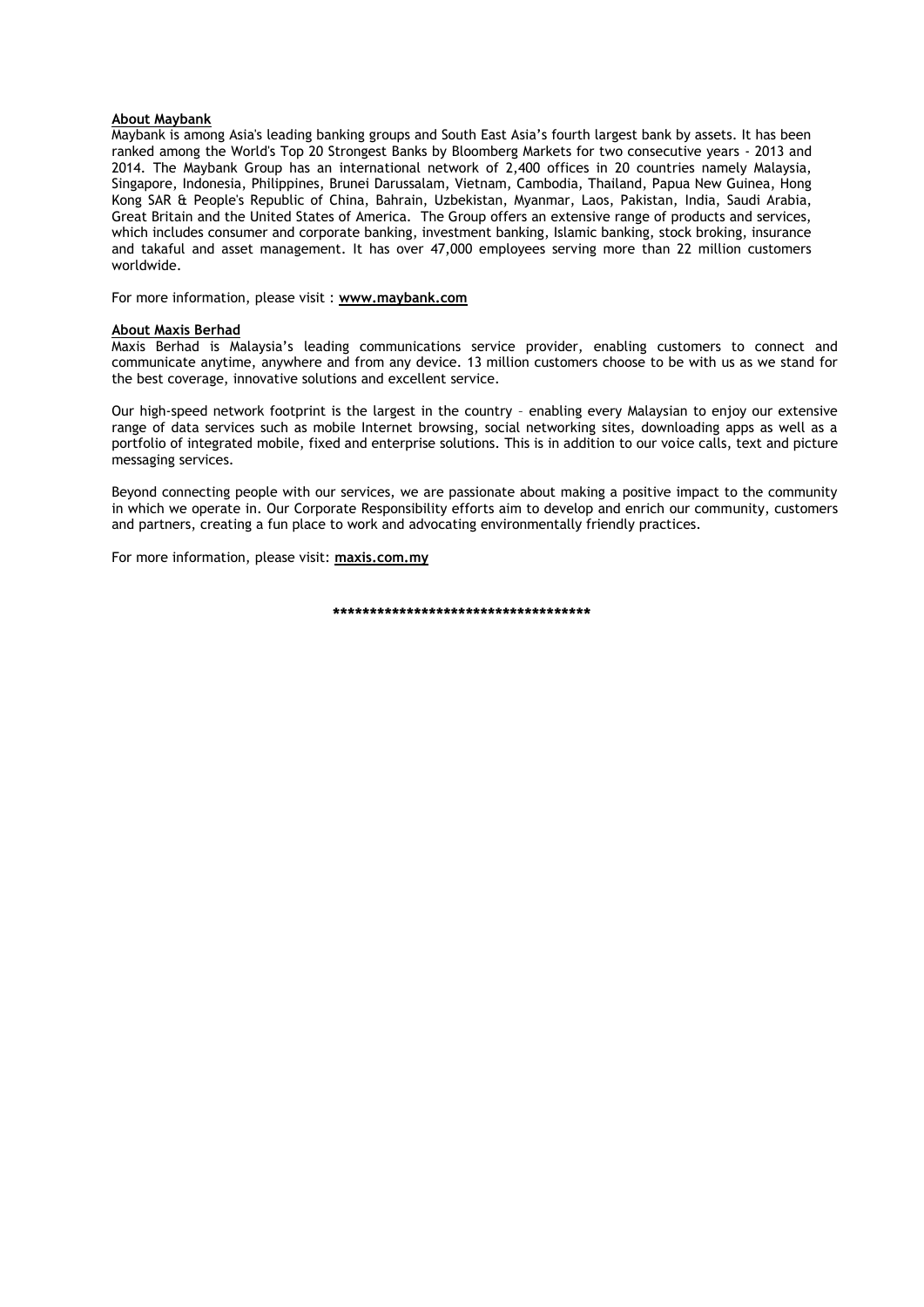**About Maybank**

Maybank is among Asia's leading banking groups and South East Asia's fourth largest bank by assets. It has been ranked among the World's Top 20 Strongest Banks by Bloomberg Markets for two consecutive years - 2013 and 2014. The Maybank Group has an international network of 2,400 offices in 20 countries namely Malaysia, Singapore, Indonesia, Philippines, Brunei Darussalam, Vietnam, Cambodia, Thailand, Papua New Guinea, Hong Kong SAR & People's Republic of China, Bahrain, Uzbekistan, Myanmar, Laos, Pakistan, India, Saudi Arabia, Great Britain and the United States of America. The Group offers an extensive range of products and services, which includes consumer and corporate banking, investment banking, Islamic banking, stock broking, insurance and takaful and asset management. It has over 47,000 employees serving more than 22 million customers worldwide.

For more information, please visit : **www.maybank.com**

**About Maxis Berhad**

Maxis Berhad is Malaysia's leading communications service provider, enabling customers to connect and communicate anytime, anywhere and from any device. 13 million customers choose to be with us as we stand for the best coverage, innovative solutions and excellent service.

Our high-speed network footprint is the largest in the country – enabling every Malaysian to enjoy our extensive range of data services such as mobile Internet browsing, social networking sites, downloading apps as well as a portfolio of integrated mobile, fixed and enterprise solutions. This is in addition to our voice calls, text and picture messaging services.

Beyond connecting people with our services, we are passionate about making a positive impact to the community in which we operate in. Our Corporate Responsibility efforts aim to develop and enrich our community, customers and partners, creating a fun place to work and advocating environmentally friendly practices.

For more information, please visit: **maxis.com.my**

***********************************